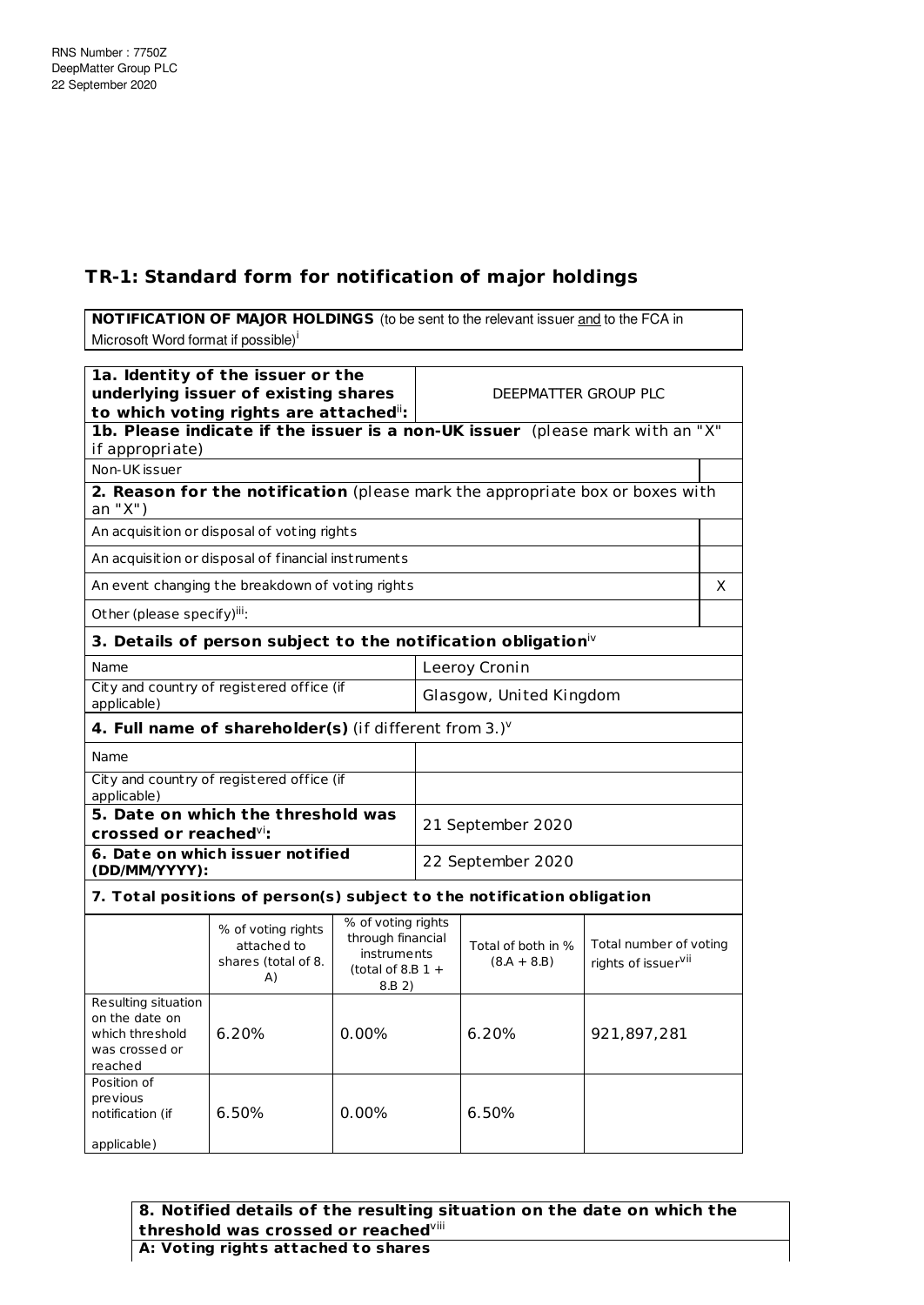RNS Number : 7750Z
DeepMatter Group PLC
22 September 2020

# TR-1: Standard form for notification of major holdings

| **NOTIFICATION OF MAJOR HOLDINGS** (to be sent to the relevant issuer and to the FCA in Microsoft Word format if possible)[i] |
|---|

| **1a. Identity of the issuer or the underlying issuer of existing shares to which voting rights are attached**[ii]**:** | DEEPMATTER GROUP PLC |
|---|---|

| **1b. Please indicate if the issuer is a non-UK issuer** (please mark with an "X" if appropriate) | |
|---|---|
| Non-UK issuer | |

| **2. Reason for the notification** (please mark the appropriate box or boxes with an "X") | |
|---|---|
| An acquisition or disposal of voting rights | |
| An acquisition or disposal of financial instruments | |
| An event changing the breakdown of voting rights | X |
| Other (please specify)[iii]: | |

| **3. Details of person subject to the notification obligation**[iv] | |
|---|---|
| Name | Leeroy Cronin |
| City and country of registered office (if applicable) | Glasgow, United Kingdom |

| **4. Full name of shareholder(s)** (if different from 3.)[v] | |
|---|---|
| Name | |
| City and country of registered office (if applicable) | |

| **5. Date on which the threshold was crossed or reached**[vi]**:** | 21 September 2020 |
|---|---|
| **6. Date on which issuer notified (DD/MM/YYYY):** | 22 September 2020 |

**7. Total positions of person(s) subject to the notification obligation**

| | % of voting rights attached to shares (total of 8. A) | % of voting rights through financial instruments (total of 8.B 1 + 8.B 2) | Total of both in % (8.A + 8.B) | Total number of voting rights of issuer[vii] |
|---|---|---|---|---|
| Resulting situation on the date on which threshold was crossed or reached | 6.20% | 0.00% | 6.20% | 921,897,281 |
| Position of previous notification (if applicable) | 6.50% | 0.00% | 6.50% | |

**8. Notified details of the resulting situation on the date on which the threshold was crossed or reached**[viii]

**A: Voting rights attached to shares**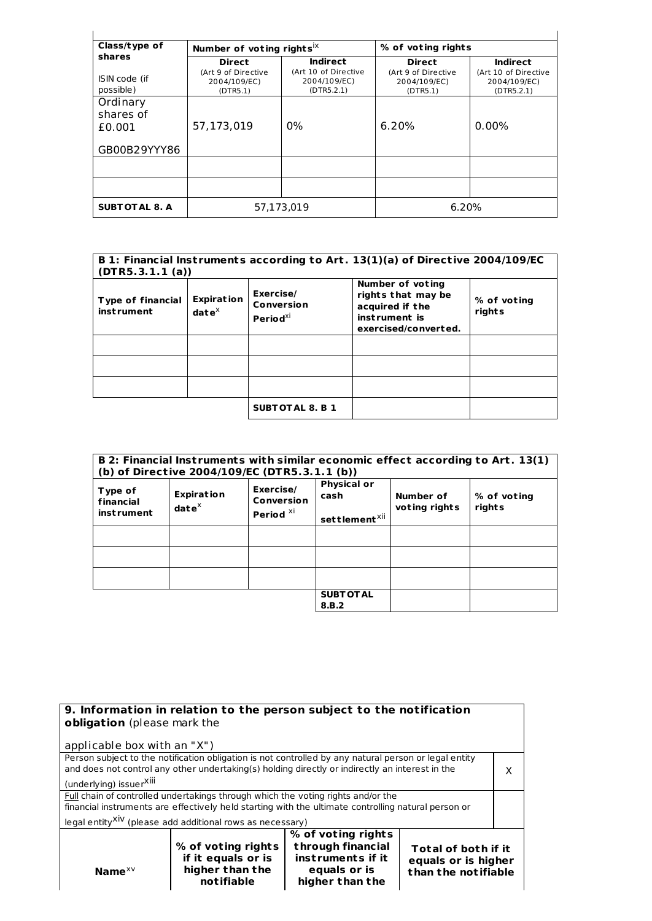| Class/type of shares<br><br>ISIN code (if possible) | Number of voting rights[ix] | | % of voting rights | |
|---|---|---|---|---|
| | Direct (Art 9 of Directive 2004/109/EC) (DTR5.1) | Indirect (Art 10 of Directive 2004/109/EC) (DTR5.2.1) | Direct (Art 9 of Directive 2004/109/EC) (DTR5.1) | Indirect (Art 10 of Directive 2004/109/EC) (DTR5.2.1) |
| Ordinary shares of £0.001<br><br>GB00B29YYY86 | 57,173,019 | 0% | 6.20% | 0.00% |
| | | | | |
| | | | | |
| **SUBTOTAL 8. A** | 57,173,019 | | 6.20% | |

| B 1: Financial Instruments according to Art. 13(1)(a) of Directive 2004/109/EC (DTR5.3.1.1 (a)) | | | | |
|---|---|---|---|---|
| **Type of financial instrument** | **Expiration date**[x] | **Exercise/ Conversion Period**[xi] | **Number of voting rights that may be acquired if the instrument is exercised/converted.** | **% of voting rights** |
| | | | | |
| | | | | |
| | | | | |
| | | **SUBTOTAL 8. B 1** | | |

| B 2: Financial Instruments with similar economic effect according to Art. 13(1) (b) of Directive 2004/109/EC (DTR5.3.1.1 (b)) | | | | | |
|---|---|---|---|---|---|
| **Type of financial instrument** | **Expiration date**[x] | **Exercise/ Conversion Period** [xi] | **Physical or cash settlement**[xii] | **Number of voting rights** | **% of voting rights** |
| | | | | | |
| | | | | | |
| | | | | | |
| | | | **SUBTOTAL 8.B.2** | | |

| 9. Information in relation to the person subject to the notification obligation (please mark the applicable box with an "X") | | | | |
|---|---|---|---|---|
| Person subject to the notification obligation is not controlled by any natural person or legal entity and does not control any other undertaking(s) holding directly or indirectly an interest in the (underlying) issuer[xiii] | | | | X |
| Full chain of controlled undertakings through which the voting rights and/or the financial instruments are effectively held starting with the ultimate controlling natural person or legal entity[xiv] (please add additional rows as necessary) | | | | |
| **Name**[xv] | **% of voting rights if it equals or is higher than the notifiable** | **% of voting rights through financial instruments if it equals or is higher than the** | **Total of both if it equals or is higher than the notifiable** | |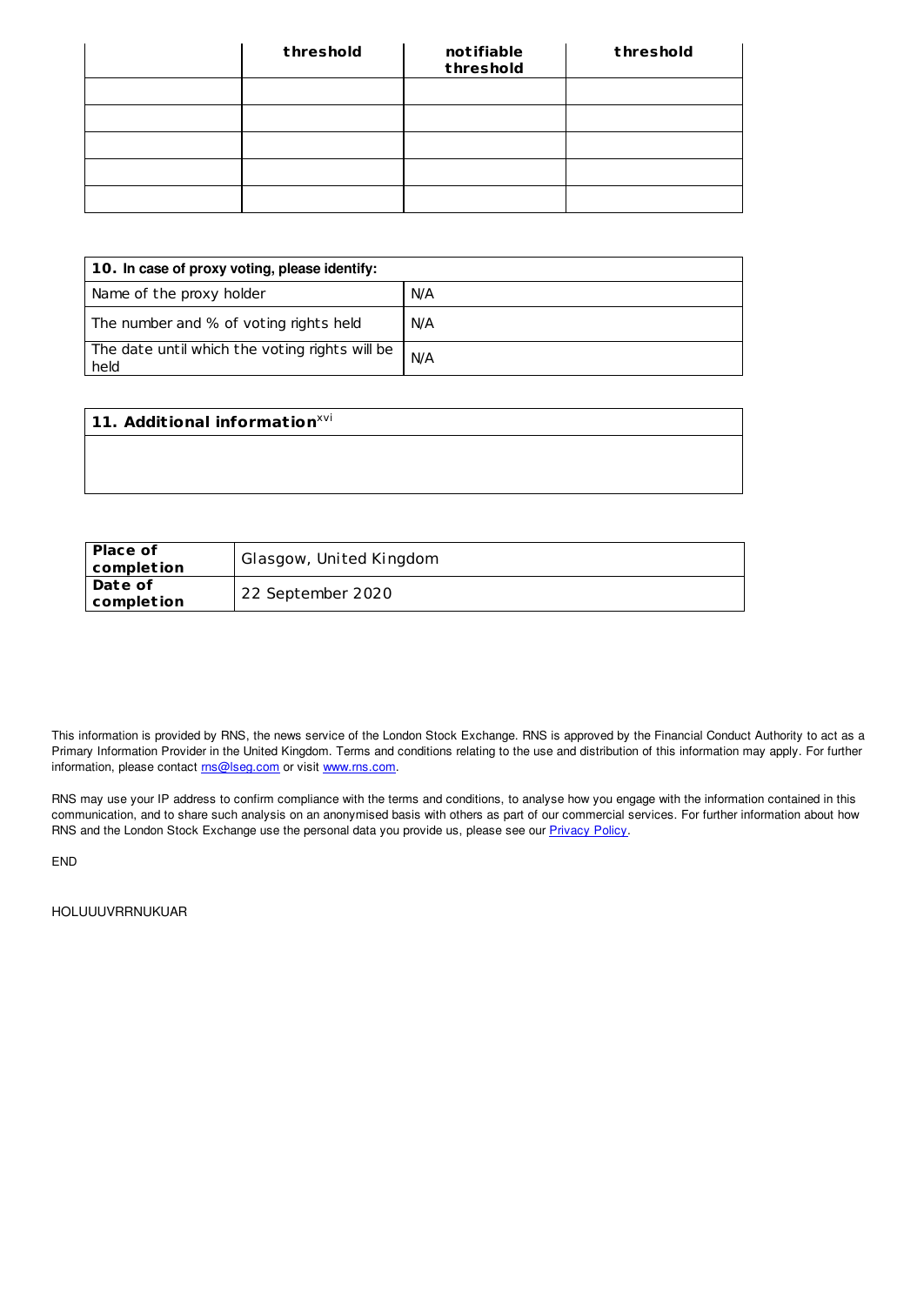| | threshold | notifiable threshold | threshold |
|---|---|---|---|
| | | | |
| | | | |
| | | | |
| | | | |
| | | | |

| **10. In case of proxy voting, please identify:** | |
|---|---|
| Name of the proxy holder | N/A |
| The number and % of voting rights held | N/A |
| The date until which the voting rights will be held | N/A |

| **11. Additional information**[xvi] |
|---|
| |

| | |
|---|---|
| **Place of completion** | Glasgow, United Kingdom |
| **Date of completion** | 22 September 2020 |

This information is provided by RNS, the news service of the London Stock Exchange. RNS is approved by the Financial Conduct Authority to act as a Primary Information Provider in the United Kingdom. Terms and conditions relating to the use and distribution of this information may apply. For further information, please contact rns@lseg.com or visit www.rns.com.

RNS may use your IP address to confirm compliance with the terms and conditions, to analyse how you engage with the information contained in this communication, and to share such analysis on an anonymised basis with others as part of our commercial services. For further information about how RNS and the London Stock Exchange use the personal data you provide us, please see our Privacy Policy.

END

HOLUUUVRRNUKUAR